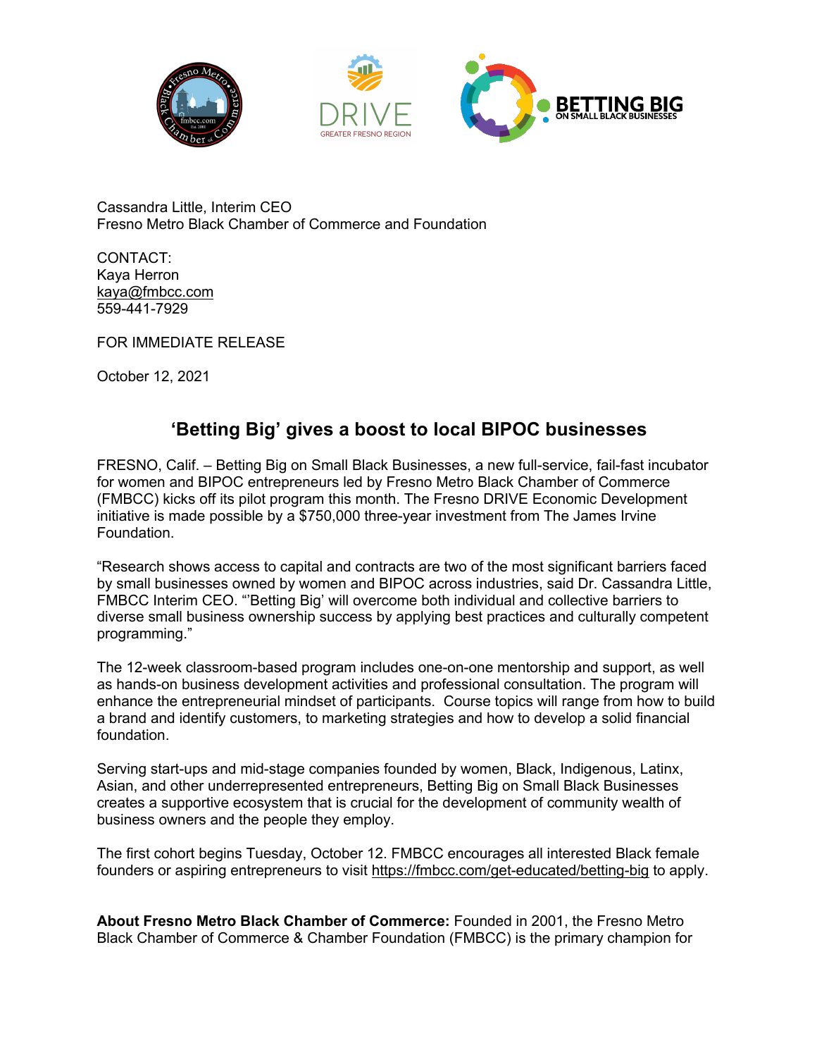Cassandra Little, Interim CEO
Fresno Metro Black Chamber of Commerce and Foundation

CONTACT:
Kaya Herron
kaya@fmbcc.com
559-441-7929

FOR IMMEDIATE RELEASE

October 12, 2021

## ‘Betting Big’ gives a boost to local BIPOC businesses

FRESNO, Calif. – Betting Big on Small Black Businesses, a new full-service, fail-fast incubator for women and BIPOC entrepreneurs led by Fresno Metro Black Chamber of Commerce (FMBCC) kicks off its pilot program this month. The Fresno DRIVE Economic Development initiative is made possible by a $750,000 three-year investment from The James Irvine Foundation.

“Research shows access to capital and contracts are two of the most significant barriers faced by small businesses owned by women and BIPOC across industries, said Dr. Cassandra Little, FMBCC Interim CEO. “’Betting Big’ will overcome both individual and collective barriers to diverse small business ownership success by applying best practices and culturally competent programming.”

The 12-week classroom-based program includes one-on-one mentorship and support, as well as hands-on business development activities and professional consultation. The program will enhance the entrepreneurial mindset of participants. Course topics will range from how to build a brand and identify customers, to marketing strategies and how to develop a solid financial foundation.

Serving start-ups and mid-stage companies founded by women, Black, Indigenous, Latinx, Asian, and other underrepresented entrepreneurs, Betting Big on Small Black Businesses creates a supportive ecosystem that is crucial for the development of community wealth of business owners and the people they employ.

The first cohort begins Tuesday, October 12. FMBCC encourages all interested Black female founders or aspiring entrepreneurs to visit https://fmbcc.com/get-educated/betting-big to apply.

**About Fresno Metro Black Chamber of Commerce:** Founded in 2001, the Fresno Metro Black Chamber of Commerce & Chamber Foundation (FMBCC) is the primary champion for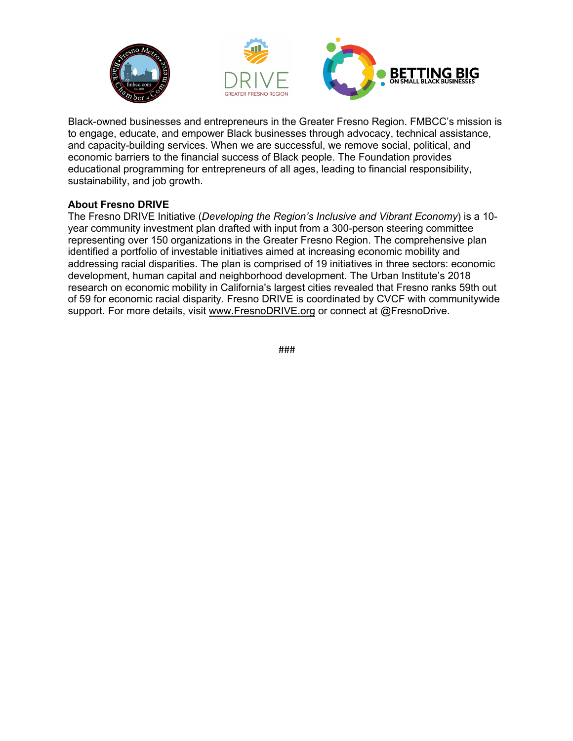Black-owned businesses and entrepreneurs in the Greater Fresno Region. FMBCC's mission is to engage, educate, and empower Black businesses through advocacy, technical assistance, and capacity-building services. When we are successful, we remove social, political, and economic barriers to the financial success of Black people. The Foundation provides educational programming for entrepreneurs of all ages, leading to financial responsibility, sustainability, and job growth.

**About Fresno DRIVE**

The Fresno DRIVE Initiative (*Developing the Region's Inclusive and Vibrant Economy*) is a 10-year community investment plan drafted with input from a 300-person steering committee representing over 150 organizations in the Greater Fresno Region. The comprehensive plan identified a portfolio of investable initiatives aimed at increasing economic mobility and addressing racial disparities. The plan is comprised of 19 initiatives in three sectors: economic development, human capital and neighborhood development. The Urban Institute's 2018 research on economic mobility in California's largest cities revealed that Fresno ranks 59th out of 59 for economic racial disparity. Fresno DRIVE is coordinated by CVCF with communitywide support. For more details, visit www.FresnoDRIVE.org or connect at @FresnoDrive.

###